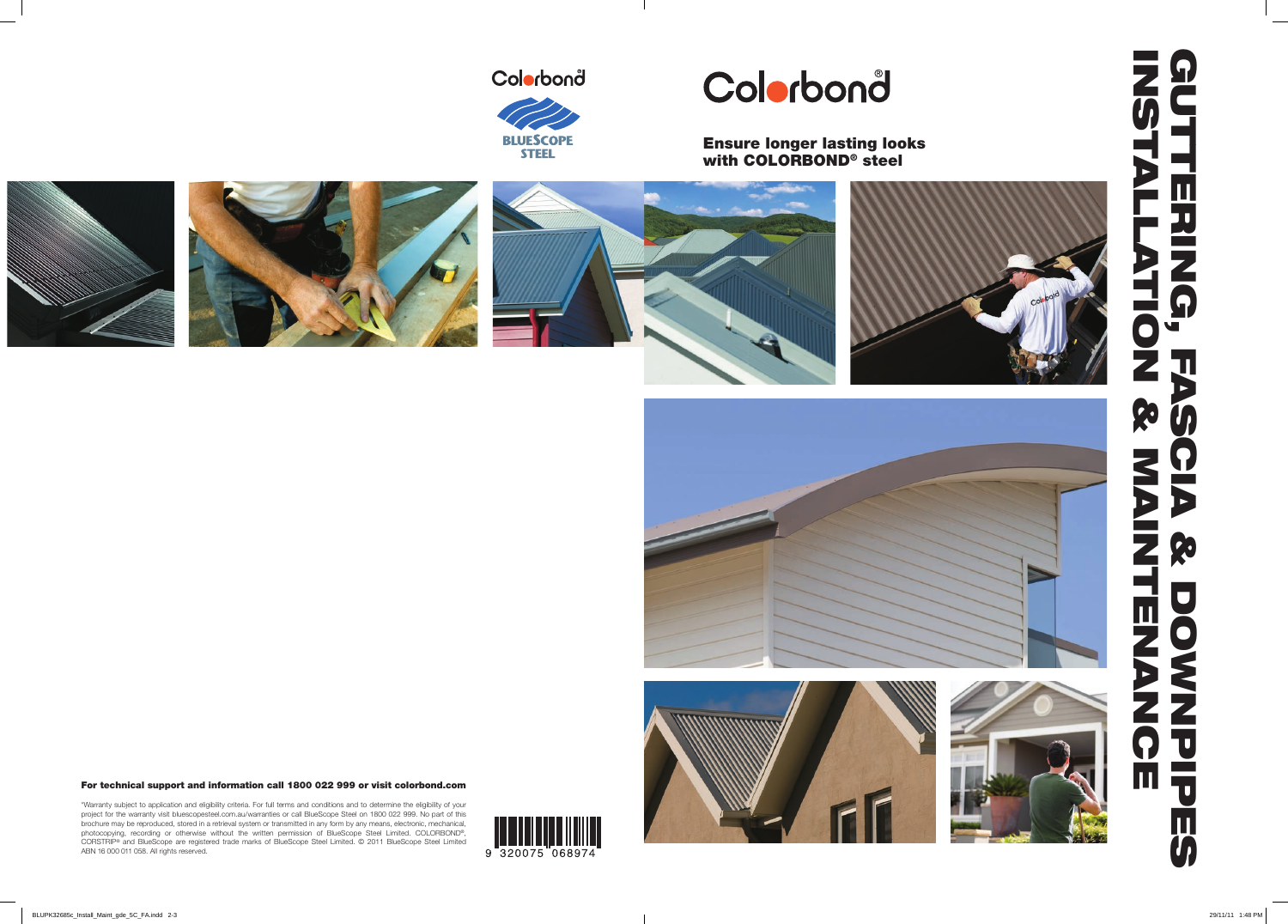# GUTTERING, FASCIA & DOWNPIPES INSTALLATION & MAINTENANCE

Colorbond®

**Ensure longer lasting looks with COLORBOND® steel**

Colorbond
BLUESCOPE STEEL

**For technical support and information call 1800 022 999 or visit colorbond.com**

*Warranty subject to application and eligibility criteria. For full terms and conditions and to determine the eligibility of your project for the warranty visit bluescopesteel.com.au/warranties or call BlueScope Steel on 1800 022 999. No part of this brochure may be reproduced, stored in a retrieval system or transmitted in any form by any means, electronic, mechanical, photocopying, recording or otherwise without the written permission of BlueScope Steel Limited. COLORBOND®, CORSTRIP® and BlueScope are registered trade marks of BlueScope Steel Limited. © 2011 BlueScope Steel Limited ABN 16 000 011 058. All rights reserved.

9 320075 068974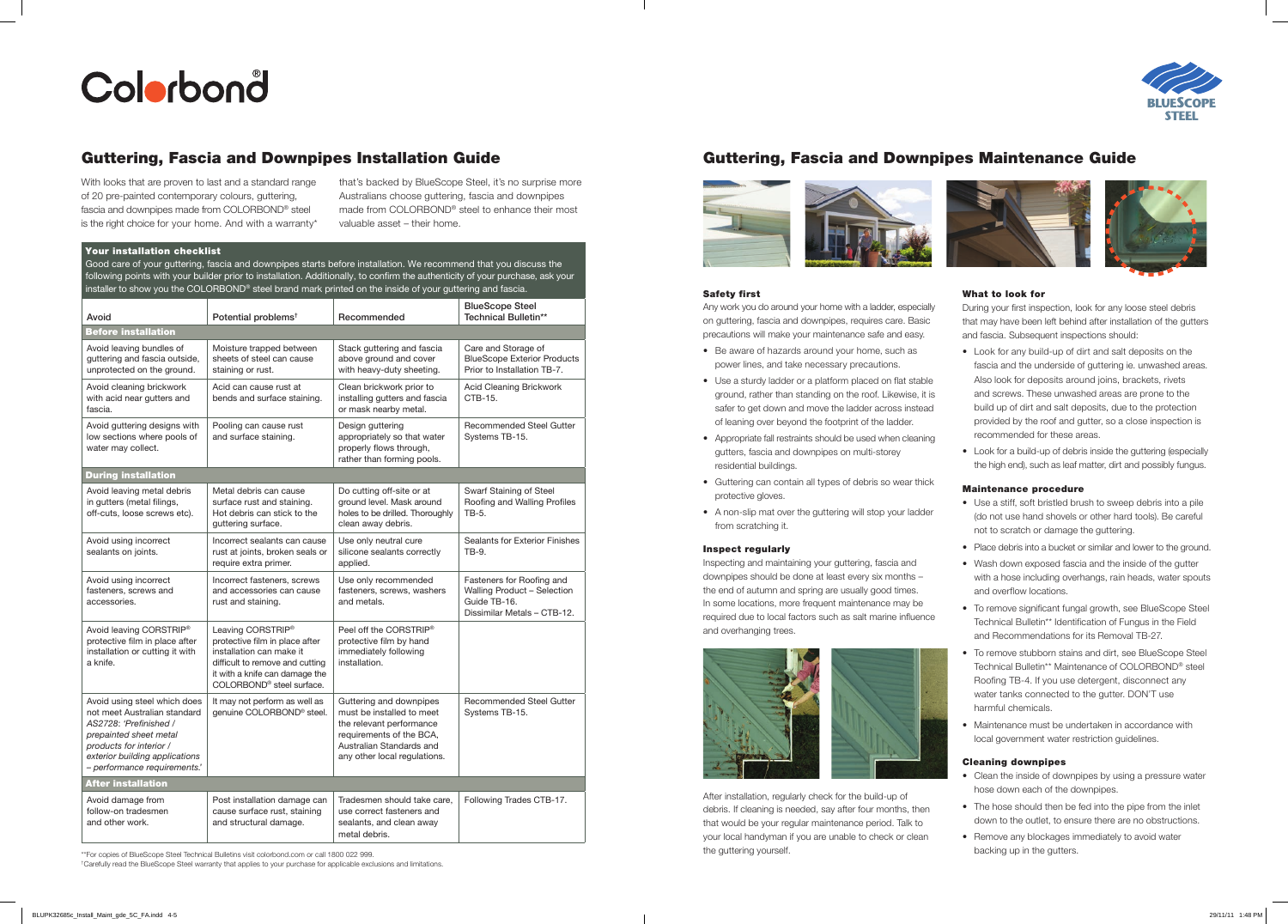# Colorbond®

## Guttering, Fascia and Downpipes Installation Guide

With looks that are proven to last and a standard range of 20 pre-painted contemporary colours, guttering, fascia and downpipes made from COLORBOND® steel is the right choice for your home. And with a warranty* that's backed by BlueScope Steel, it's no surprise more Australians choose guttering, fascia and downpipes made from COLORBOND® steel to enhance their most valuable asset – their home.

### Your installation checklist

Good care of your guttering, fascia and downpipes starts before installation. We recommend that you discuss the following points with your builder prior to installation. Additionally, to confirm the authenticity of your purchase, ask your installer to show you the COLORBOND® steel brand mark printed on the inside of your guttering and fascia.

| Avoid | Potential problems† | Recommended | BlueScope Steel Technical Bulletin** |
|---|---|---|---|
| **Before installation** | | | |
| Avoid leaving bundles of guttering and fascia outside, unprotected on the ground. | Moisture trapped between sheets of steel can cause staining or rust. | Stack guttering and fascia above ground and cover with heavy-duty sheeting. | Care and Storage of BlueScope Exterior Products Prior to Installation TB-7. |
| Avoid cleaning brickwork with acid near gutters and fascia. | Acid can cause rust at bends and surface staining. | Clean brickwork prior to installing gutters and fascia or mask nearby metal. | Acid Cleaning Brickwork CTB-15. |
| Avoid guttering designs with low sections where pools of water may collect. | Pooling can cause rust and surface staining. | Design guttering appropriately so that water properly flows through, rather than forming pools. | Recommended Steel Gutter Systems TB-15. |
| **During installation** | | | |
| Avoid leaving metal debris in gutters (metal filings, off-cuts, loose screws etc). | Metal debris can cause surface rust and staining. Hot debris can stick to the guttering surface. | Do cutting off-site or at ground level. Mask around holes to be drilled. Thoroughly clean away debris. | Swarf Staining of Steel Roofing and Walling Profiles TB-5. |
| Avoid using incorrect sealants on joints. | Incorrect sealants can cause rust at joints, broken seals or require extra primer. | Use only neutral cure silicone sealants correctly applied. | Sealants for Exterior Finishes TB-9. |
| Avoid using incorrect fasteners, screws and accessories. | Incorrect fasteners, screws and accessories can cause rust and staining. | Use only recommended fasteners, screws, washers and metals. | Fasteners for Roofing and Walling Product – Selection Guide TB-16. Dissimilar Metals – CTB-12. |
| Avoid leaving CORSTRIP® protective film in place after installation or cutting it with a knife. | Leaving CORSTRIP® protective film in place after installation can make it difficult to remove and cutting it with a knife can damage the COLORBOND® steel surface. | Peel off the CORSTRIP® protective film by hand immediately following installation. | |
| Avoid using steel which does not meet Australian standard *AS2728: 'Prefinished / prepainted sheet metal products for interior / exterior building applications – performance requirements.'* | It may not perform as well as genuine COLORBOND® steel. | Guttering and downpipes must be installed to meet the relevant performance requirements of the BCA, Australian Standards and any other local regulations. | Recommended Steel Gutter Systems TB-15. |
| **After installation** | | | |
| Avoid damage from follow-on tradesmen and other work. | Post installation damage can cause surface rust, staining and structural damage. | Tradesmen should take care, use correct fasteners and sealants, and clean away metal debris. | Following Trades CTB-17. |

**For copies of BlueScope Steel Technical Bulletins visit colorbond.com or call 1800 022 999.
†Carefully read the BlueScope Steel warranty that applies to your purchase for applicable exclusions and limitations.

## Guttering, Fascia and Downpipes Maintenance Guide

### Safety first

Any work you do around your home with a ladder, especially on guttering, fascia and downpipes, requires care. Basic precautions will make your maintenance safe and easy.

- Be aware of hazards around your home, such as power lines, and take necessary precautions.
- Use a sturdy ladder or a platform placed on flat stable ground, rather than standing on the roof. Likewise, it is safer to get down and move the ladder across instead of leaning over beyond the footprint of the ladder.
- Appropriate fall restraints should be used when cleaning gutters, fascia and downpipes on multi-storey residential buildings.
- Guttering can contain all types of debris so wear thick protective gloves.
- A non-slip mat over the guttering will stop your ladder from scratching it.

### Inspect regularly

Inspecting and maintaining your guttering, fascia and downpipes should be done at least every six months – the end of autumn and spring are usually good times. In some locations, more frequent maintenance may be required due to local factors such as salt marine influence and overhanging trees.

After installation, regularly check for the build-up of debris. If cleaning is needed, say after four months, then that would be your regular maintenance period. Talk to your local handyman if you are unable to check or clean the guttering yourself.

### What to look for

During your first inspection, look for any loose steel debris that may have been left behind after installation of the gutters and fascia. Subsequent inspections should:

- Look for any build-up of dirt and salt deposits on the fascia and the underside of guttering ie. unwashed areas. Also look for deposits around joins, brackets, rivets and screws. These unwashed areas are prone to the build up of dirt and salt deposits, due to the protection provided by the roof and gutter, so a close inspection is recommended for these areas.
- Look for a build-up of debris inside the guttering (especially the high end), such as leaf matter, dirt and possibly fungus.

### Maintenance procedure

- Use a stiff, soft bristled brush to sweep debris into a pile (do not use hand shovels or other hard tools). Be careful not to scratch or damage the guttering.
- Place debris into a bucket or similar and lower to the ground.
- Wash down exposed fascia and the inside of the gutter with a hose including overhangs, rain heads, water spouts and overflow locations.
- To remove significant fungal growth, see BlueScope Steel Technical Bulletin** Identification of Fungus in the Field and Recommendations for its Removal TB-27.
- To remove stubborn stains and dirt, see BlueScope Steel Technical Bulletin** Maintenance of COLORBOND® steel Roofing TB-4. If you use detergent, disconnect any water tanks connected to the gutter. DON'T use harmful chemicals.
- Maintenance must be undertaken in accordance with local government water restriction guidelines.

### Cleaning downpipes

- Clean the inside of downpipes by using a pressure water hose down each of the downpipes.
- The hose should then be fed into the pipe from the inlet down to the outlet, to ensure there are no obstructions.
- Remove any blockages immediately to avoid water backing up in the gutters.